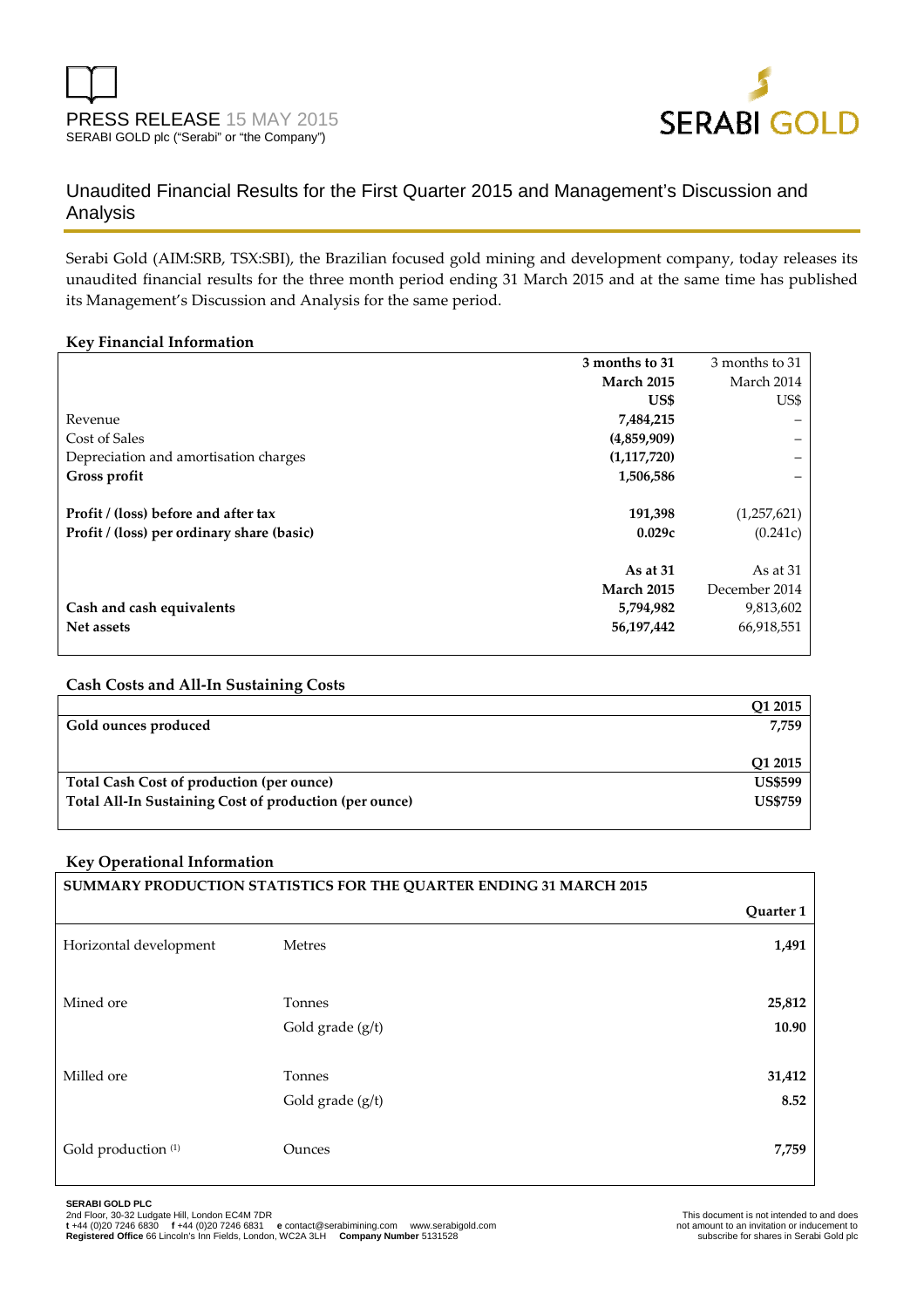PRESS RELEASE 15 MAY 2015

SERABI GOLD plc ("Serabi" or "the Company")

# Unaudited Financial Results for the First Quarter 2015 and Management's Discussion and Analysis

Serabi Gold (AIM:SRB, TSX:SBI), the Brazilian focused gold mining and development company, today releases its unaudited financial results for the three month period ending 31 March 2015 and at the same time has published its Management's Discussion and Analysis for the same period.

## Key Financial Information

| | **3 months to 31 March 2015 US$** | 3 months to 31 March 2014 US$ |
|---|---|---|
| Revenue | **7,484,215** | – |
| Cost of Sales | **(4,859,909)** | – |
| Depreciation and amortisation charges | **(1,117,720)** | – |
| **Gross profit** | **1,506,586** | – |
| | | |
| **Profit / (loss) before and after tax** | **191,398** | (1,257,621) |
| **Profit / (loss) per ordinary share (basic)** | **0.029c** | (0.241c) |
| | | |
| | **As at 31 March 2015** | As at 31 December 2014 |
| **Cash and cash equivalents** | **5,794,982** | 9,813,602 |
| **Net assets** | **56,197,442** | 66,918,551 |

## Cash Costs and All-In Sustaining Costs

| | **Q1 2015** |
|---|---|
| **Gold ounces produced** | **7,759** |
| | |
| | **Q1 2015** |
| **Total Cash Cost of production (per ounce)** | **US$599** |
| **Total All-In Sustaining Cost of production (per ounce)** | **US$759** |

## Key Operational Information

**SUMMARY PRODUCTION STATISTICS FOR THE QUARTER ENDING 31 MARCH 2015**

| | | **Quarter 1** |
|---|---|---|
| Horizontal development | Metres | **1,491** |
| Mined ore | Tonnes | **25,812** |
| | Gold grade (g/t) | **10.90** |
| Milled ore | Tonnes | **31,412** |
| | Gold grade (g/t) | **8.52** |
| Gold production [(1)] | Ounces | **7,759** |

**SERABI GOLD PLC**
2nd Floor, 30-32 Ludgate Hill, London EC4M 7DR
**t** +44 (0)20 7246 6830 **f** +44 (0)20 7246 6831 **e** contact@serabimining.com www.serabigold.com
**Registered Office** 66 Lincoln's Inn Fields, London, WC2A 3LH **Company Number** 5131528

This document is not intended to and does not amount to an invitation or inducement to subscribe for shares in Serabi Gold plc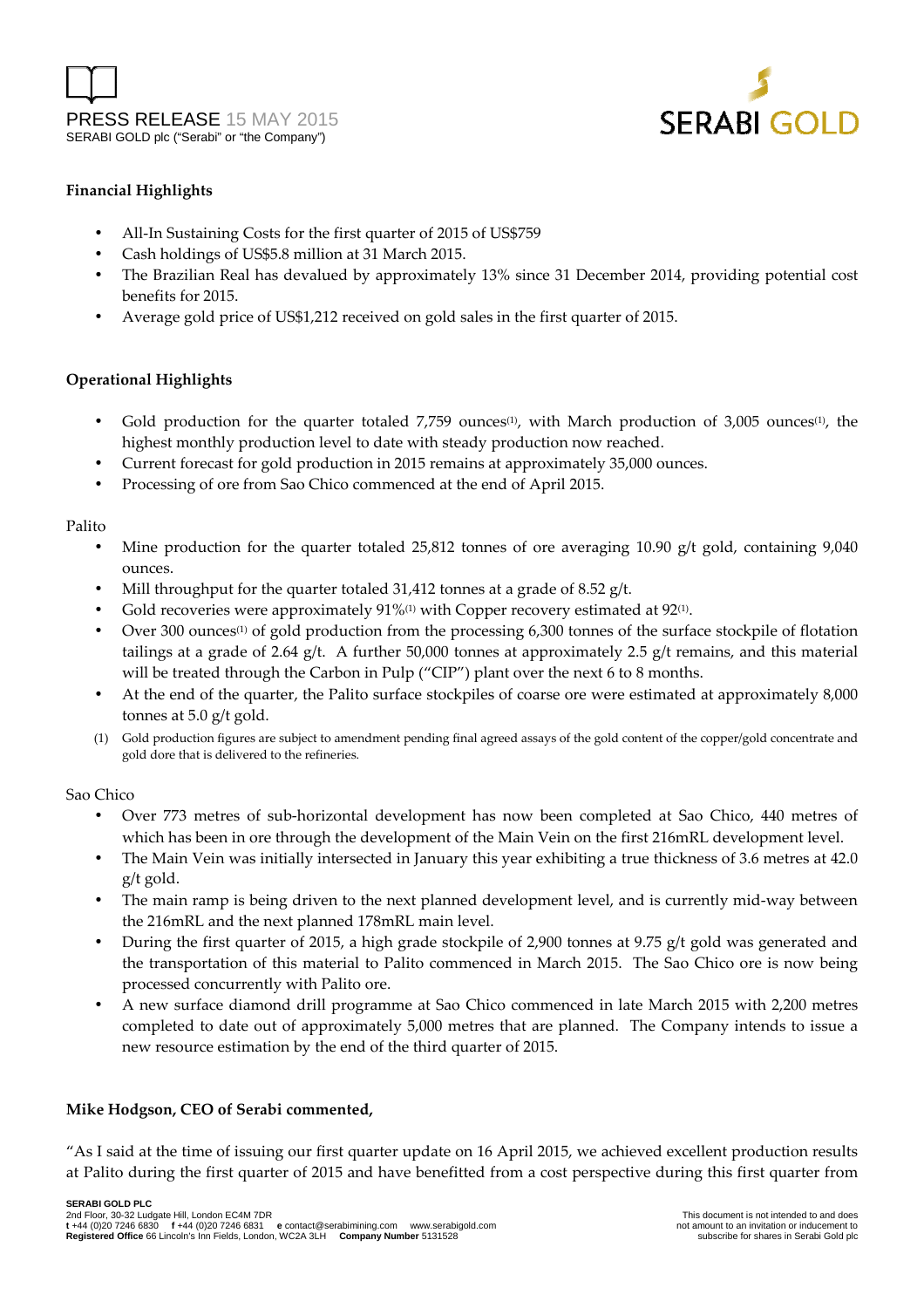PRESS RELEASE 15 MAY 2015
SERABI GOLD plc ("Serabi" or "the Company")

**Financial Highlights**

- All-In Sustaining Costs for the first quarter of 2015 of US$759
- Cash holdings of US$5.8 million at 31 March 2015.
- The Brazilian Real has devalued by approximately 13% since 31 December 2014, providing potential cost benefits for 2015.
- Average gold price of US$1,212 received on gold sales in the first quarter of 2015.

**Operational Highlights**

- Gold production for the quarter totaled 7,759 ounces(1), with March production of 3,005 ounces(1), the highest monthly production level to date with steady production now reached.
- Current forecast for gold production in 2015 remains at approximately 35,000 ounces.
- Processing of ore from Sao Chico commenced at the end of April 2015.

Palito

- Mine production for the quarter totaled 25,812 tonnes of ore averaging 10.90 g/t gold, containing 9,040 ounces.
- Mill throughput for the quarter totaled 31,412 tonnes at a grade of 8.52 g/t.
- Gold recoveries were approximately 91%(1) with Copper recovery estimated at 92(1).
- Over 300 ounces(1) of gold production from the processing 6,300 tonnes of the surface stockpile of flotation tailings at a grade of 2.64 g/t. A further 50,000 tonnes at approximately 2.5 g/t remains, and this material will be treated through the Carbon in Pulp ("CIP") plant over the next 6 to 8 months.
- At the end of the quarter, the Palito surface stockpiles of coarse ore were estimated at approximately 8,000 tonnes at 5.0 g/t gold.

(1) Gold production figures are subject to amendment pending final agreed assays of the gold content of the copper/gold concentrate and gold dore that is delivered to the refineries.

Sao Chico

- Over 773 metres of sub-horizontal development has now been completed at Sao Chico, 440 metres of which has been in ore through the development of the Main Vein on the first 216mRL development level.
- The Main Vein was initially intersected in January this year exhibiting a true thickness of 3.6 metres at 42.0 g/t gold.
- The main ramp is being driven to the next planned development level, and is currently mid-way between the 216mRL and the next planned 178mRL main level.
- During the first quarter of 2015, a high grade stockpile of 2,900 tonnes at 9.75 g/t gold was generated and the transportation of this material to Palito commenced in March 2015. The Sao Chico ore is now being processed concurrently with Palito ore.
- A new surface diamond drill programme at Sao Chico commenced in late March 2015 with 2,200 metres completed to date out of approximately 5,000 metres that are planned. The Company intends to issue a new resource estimation by the end of the third quarter of 2015.

**Mike Hodgson, CEO of Serabi commented,**

"As I said at the time of issuing our first quarter update on 16 April 2015, we achieved excellent production results at Palito during the first quarter of 2015 and have benefitted from a cost perspective during this first quarter from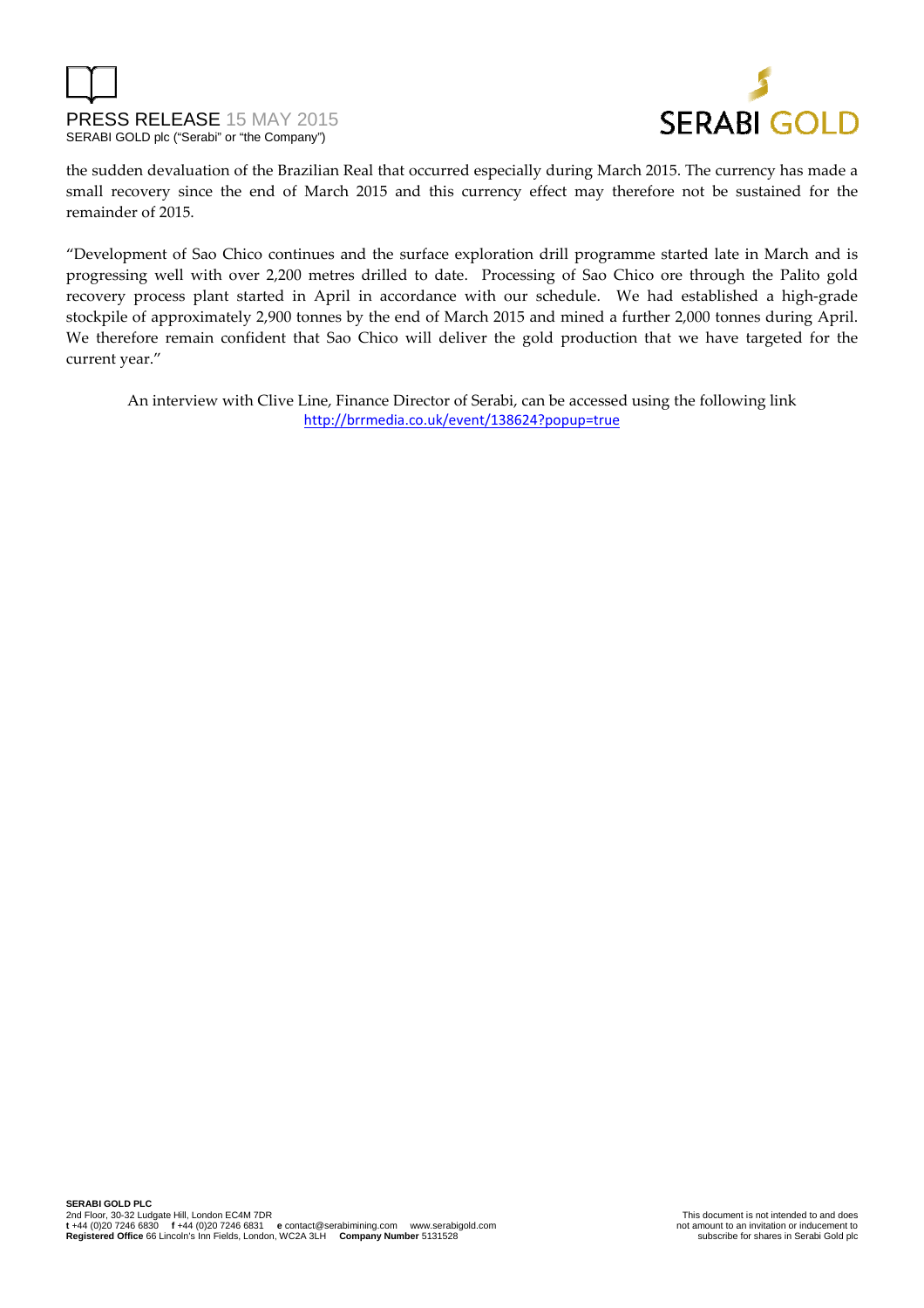the sudden devaluation of the Brazilian Real that occurred especially during March 2015. The currency has made a small recovery since the end of March 2015 and this currency effect may therefore not be sustained for the remainder of 2015.

"Development of Sao Chico continues and the surface exploration drill programme started late in March and is progressing well with over 2,200 metres drilled to date. Processing of Sao Chico ore through the Palito gold recovery process plant started in April in accordance with our schedule. We had established a high-grade stockpile of approximately 2,900 tonnes by the end of March 2015 and mined a further 2,000 tonnes during April. We therefore remain confident that Sao Chico will deliver the gold production that we have targeted for the current year."

An interview with Clive Line, Finance Director of Serabi, can be accessed using the following link
http://brrmedia.co.uk/event/138624?popup=true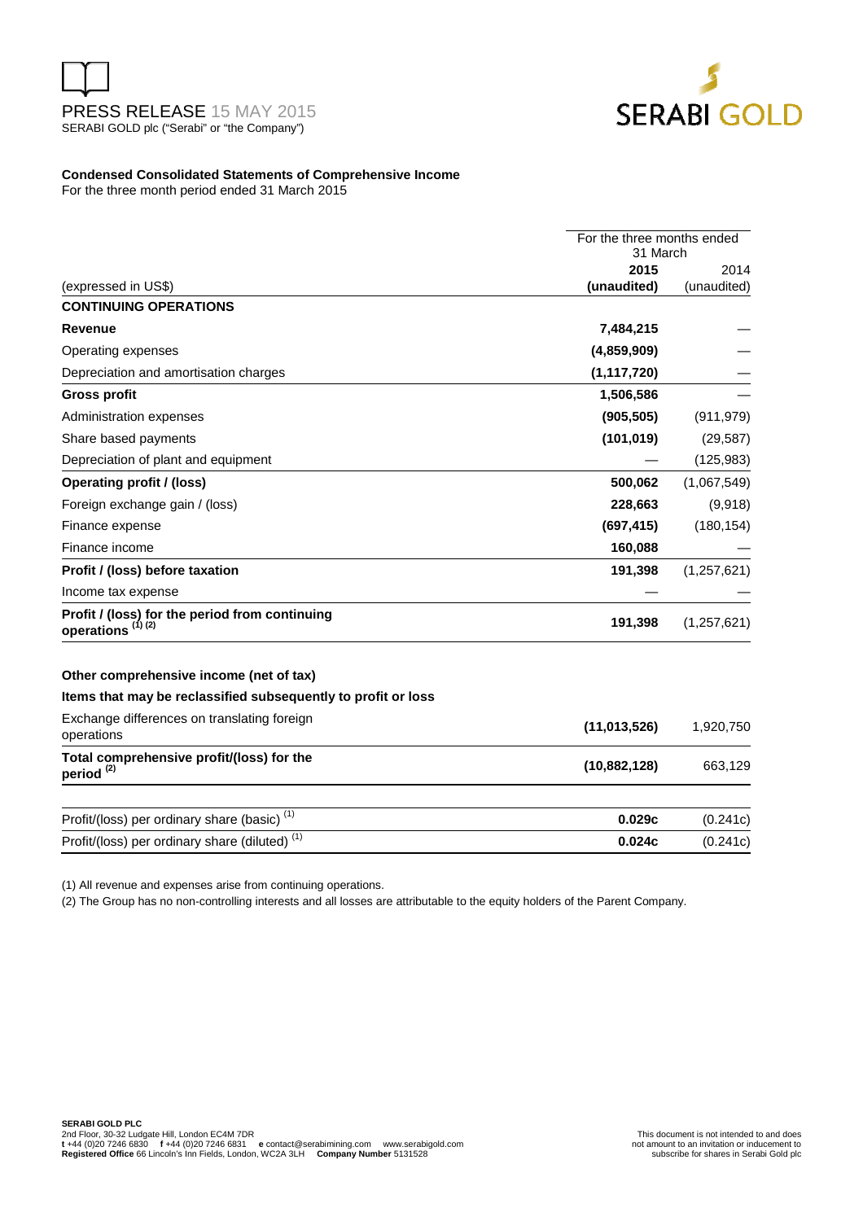PRESS RELEASE 15 MAY 2015
SERABI GOLD plc ("Serabi" or "the Company")

**Condensed Consolidated Statements of Comprehensive Income**
For the three month period ended 31 March 2015

| | For the three months ended 31 March | |
|---|---|---|
| | **2015** | 2014 |
| (expressed in US$) | **(unaudited)** | (unaudited) |
| **CONTINUING OPERATIONS** | | |
| **Revenue** | **7,484,215** | — |
| Operating expenses | **(4,859,909)** | — |
| Depreciation and amortisation charges | **(1,117,720)** | — |
| **Gross profit** | **1,506,586** | — |
| Administration expenses | **(905,505)** | (911,979) |
| Share based payments | **(101,019)** | (29,587) |
| Depreciation of plant and equipment | — | (125,983) |
| **Operating profit / (loss)** | **500,062** | (1,067,549) |
| Foreign exchange gain / (loss) | **228,663** | (9,918) |
| Finance expense | **(697,415)** | (180,154) |
| Finance income | **160,088** | — |
| **Profit / (loss) before taxation** | **191,398** | (1,257,621) |
| Income tax expense | — | — |
| **Profit / (loss) for the period from continuing operations** [1] [2] | **191,398** | (1,257,621) |
| | | |
| **Other comprehensive income (net of tax)** | | |
| **Items that may be reclassified subsequently to profit or loss** | | |
| Exchange differences on translating foreign operations | **(11,013,526)** | 1,920,750 |
| **Total comprehensive profit/(loss) for the period** [2] | **(10,882,128)** | 663,129 |
| | | |
| Profit/(loss) per ordinary share (basic) [1] | **0.029c** | (0.241c) |
| Profit/(loss) per ordinary share (diluted) [1] | **0.024c** | (0.241c) |

(1) All revenue and expenses arise from continuing operations.

(2) The Group has no non-controlling interests and all losses are attributable to the equity holders of the Parent Company.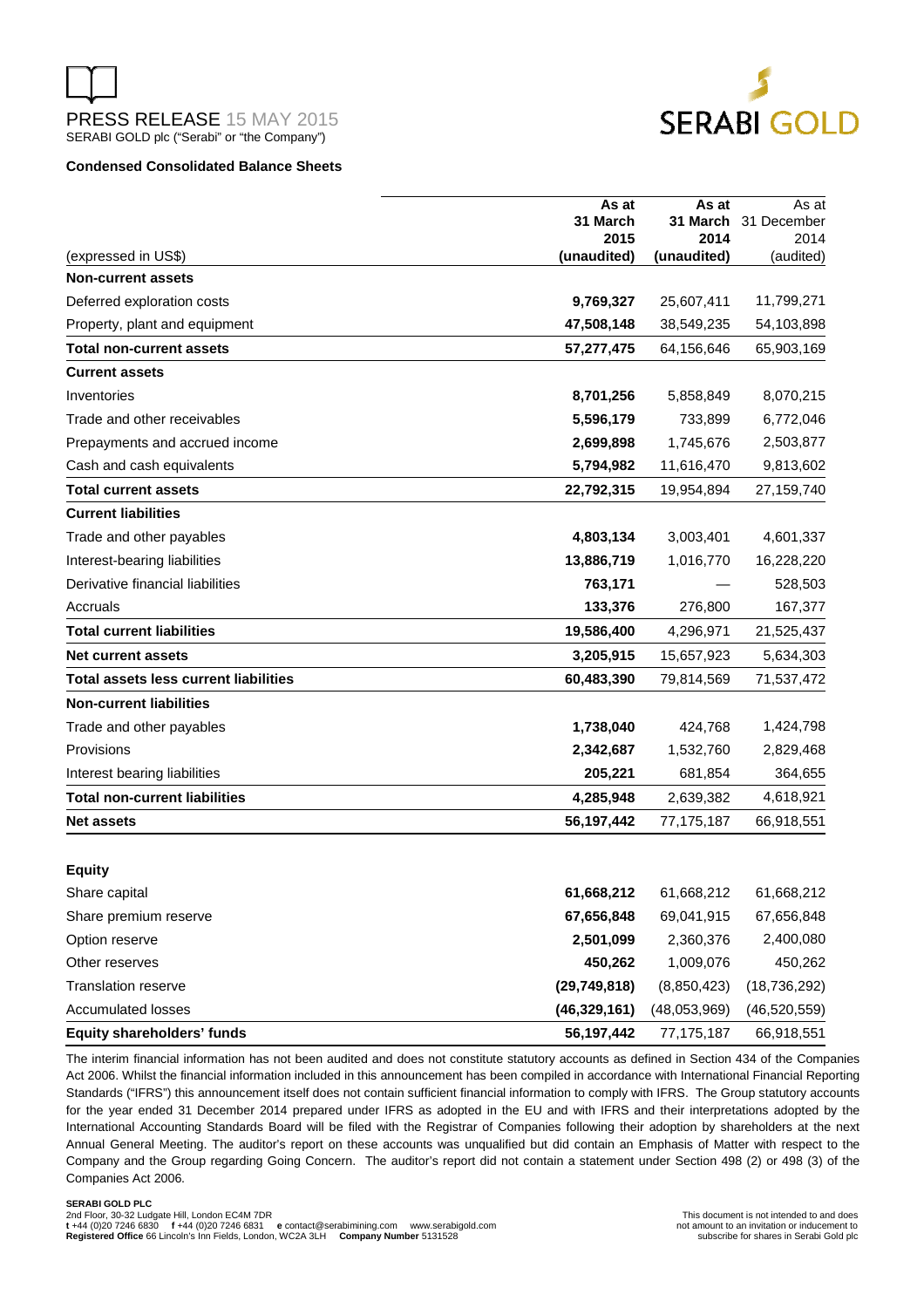PRESS RELEASE 15 MAY 2015
SERABI GOLD plc ("Serabi" or "the Company")

### Condensed Consolidated Balance Sheets

| (expressed in US$) | As at 31 March 2015 (unaudited) | As at 31 March 2014 (unaudited) | As at 31 December 2014 (audited) |
|---|---|---|---|
| **Non-current assets** | | | |
| Deferred exploration costs | **9,769,327** | 25,607,411 | 11,799,271 |
| Property, plant and equipment | **47,508,148** | 38,549,235 | 54,103,898 |
| **Total non-current assets** | **57,277,475** | 64,156,646 | 65,903,169 |
| **Current assets** | | | |
| Inventories | **8,701,256** | 5,858,849 | 8,070,215 |
| Trade and other receivables | **5,596,179** | 733,899 | 6,772,046 |
| Prepayments and accrued income | **2,699,898** | 1,745,676 | 2,503,877 |
| Cash and cash equivalents | **5,794,982** | 11,616,470 | 9,813,602 |
| **Total current assets** | **22,792,315** | 19,954,894 | 27,159,740 |
| **Current liabilities** | | | |
| Trade and other payables | **4,803,134** | 3,003,401 | 4,601,337 |
| Interest-bearing liabilities | **13,886,719** | 1,016,770 | 16,228,220 |
| Derivative financial liabilities | **763,171** | — | 528,503 |
| Accruals | **133,376** | 276,800 | 167,377 |
| **Total current liabilities** | **19,586,400** | 4,296,971 | 21,525,437 |
| **Net current assets** | **3,205,915** | 15,657,923 | 5,634,303 |
| **Total assets less current liabilities** | **60,483,390** | 79,814,569 | 71,537,472 |
| **Non-current liabilities** | | | |
| Trade and other payables | **1,738,040** | 424,768 | 1,424,798 |
| Provisions | **2,342,687** | 1,532,760 | 2,829,468 |
| Interest bearing liabilities | **205,221** | 681,854 | 364,655 |
| **Total non-current liabilities** | **4,285,948** | 2,639,382 | 4,618,921 |
| **Net assets** | **56,197,442** | 77,175,187 | 66,918,551 |
| | | | |
| **Equity** | | | |
| Share capital | **61,668,212** | 61,668,212 | 61,668,212 |
| Share premium reserve | **67,656,848** | 69,041,915 | 67,656,848 |
| Option reserve | **2,501,099** | 2,360,376 | 2,400,080 |
| Other reserves | **450,262** | 1,009,076 | 450,262 |
| Translation reserve | **(29,749,818)** | (8,850,423) | (18,736,292) |
| Accumulated losses | **(46,329,161)** | (48,053,969) | (46,520,559) |
| **Equity shareholders' funds** | **56,197,442** | 77,175,187 | 66,918,551 |

The interim financial information has not been audited and does not constitute statutory accounts as defined in Section 434 of the Companies Act 2006. Whilst the financial information included in this announcement has been compiled in accordance with International Financial Reporting Standards ("IFRS") this announcement itself does not contain sufficient financial information to comply with IFRS. The Group statutory accounts for the year ended 31 December 2014 prepared under IFRS as adopted in the EU and with IFRS and their interpretations adopted by the International Accounting Standards Board will be filed with the Registrar of Companies following their adoption by shareholders at the next Annual General Meeting. The auditor's report on these accounts was unqualified but did contain an Emphasis of Matter with respect to the Company and the Group regarding Going Concern. The auditor's report did not contain a statement under Section 498 (2) or 498 (3) of the Companies Act 2006.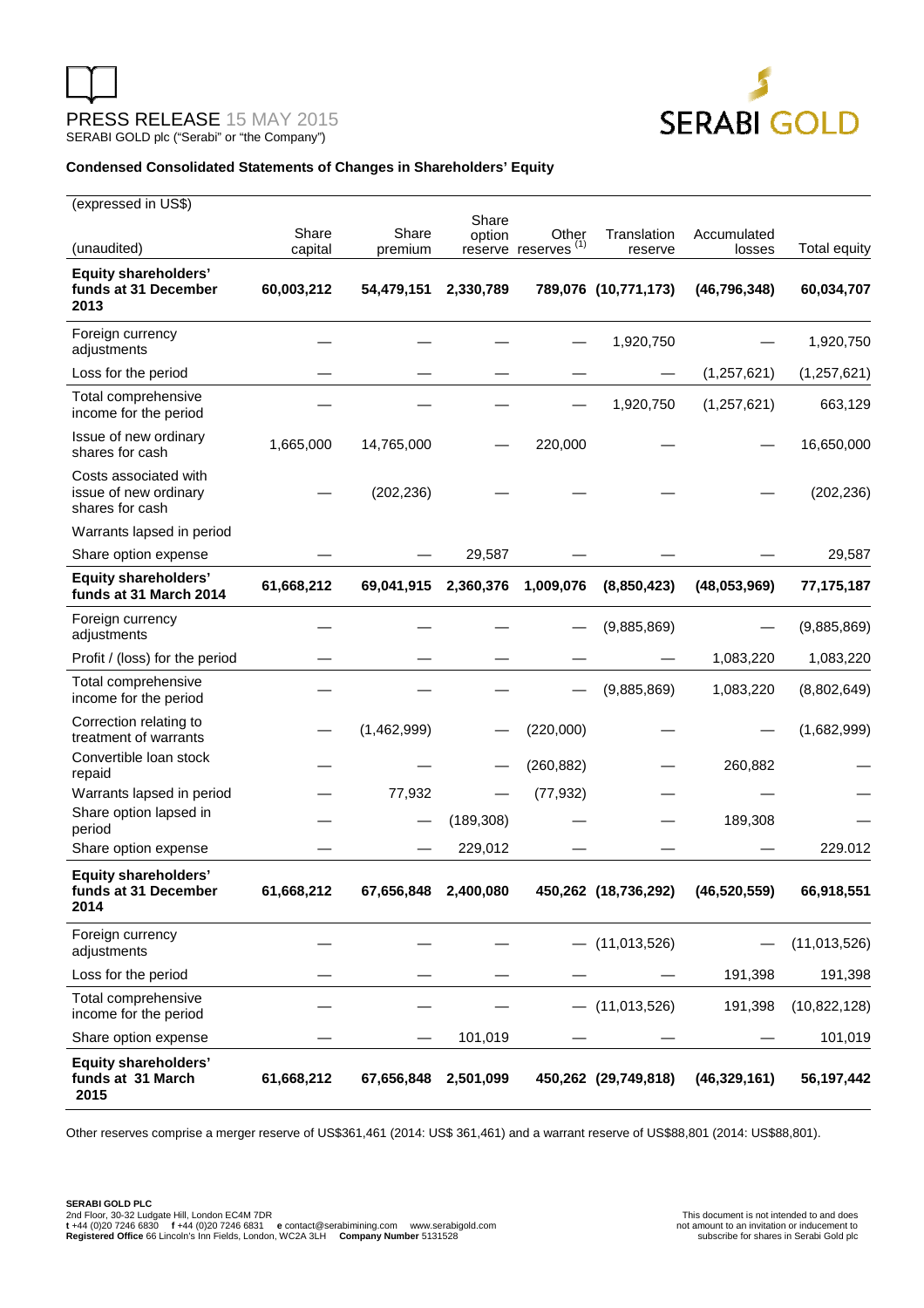PRESS RELEASE 15 MAY 2015
SERABI GOLD plc ("Serabi" or "the Company")

**Condensed Consolidated Statements of Changes in Shareholders' Equity**

| (expressed in US$) (unaudited) | Share capital | Share premium | Share option reserve | Other reserves (1) | Translation reserve | Accumulated losses | Total equity |
|---|---|---|---|---|---|---|---|
| **Equity shareholders' funds at 31 December 2013** | **60,003,212** | **54,479,151** | **2,330,789** | **789,076** | **(10,771,173)** | **(46,796,348)** | **60,034,707** |
| Foreign currency adjustments | — | — | — | — | 1,920,750 | — | 1,920,750 |
| Loss for the period | — | — | — | — | — | (1,257,621) | (1,257,621) |
| Total comprehensive income for the period | — | — | — | — | 1,920,750 | (1,257,621) | 663,129 |
| Issue of new ordinary shares for cash | 1,665,000 | 14,765,000 | — | 220,000 | — | — | 16,650,000 |
| Costs associated with issue of new ordinary shares for cash | — | (202,236) | — | — | — | — | (202,236) |
| Warrants lapsed in period | | | | | | | |
| Share option expense | — | — | 29,587 | — | — | — | 29,587 |
| **Equity shareholders' funds at 31 March 2014** | **61,668,212** | **69,041,915** | **2,360,376** | **1,009,076** | **(8,850,423)** | **(48,053,969)** | **77,175,187** |
| Foreign currency adjustments | — | — | — | — | (9,885,869) | — | (9,885,869) |
| Profit / (loss) for the period | — | — | — | — | — | 1,083,220 | 1,083,220 |
| Total comprehensive income for the period | — | — | — | — | (9,885,869) | 1,083,220 | (8,802,649) |
| Correction relating to treatment of warrants | — | (1,462,999) | — | (220,000) | — | — | (1,682,999) |
| Convertible loan stock repaid | — | — | — | (260,882) | — | 260,882 | — |
| Warrants lapsed in period | — | 77,932 | — | (77,932) | — | — | — |
| Share option lapsed in period | — | — | (189,308) | — | — | 189,308 | — |
| Share option expense | — | — | 229,012 | — | — | — | 229.012 |
| **Equity shareholders' funds at 31 December 2014** | **61,668,212** | **67,656,848** | **2,400,080** | **450,262** | **(18,736,292)** | **(46,520,559)** | **66,918,551** |
| Foreign currency adjustments | — | — | — | — | (11,013,526) | — | (11,013,526) |
| Loss for the period | — | — | — | — | — | 191,398 | 191,398 |
| Total comprehensive income for the period | — | — | — | — | (11,013,526) | 191,398 | (10,822,128) |
| Share option expense | — | — | 101,019 | — | — | — | 101,019 |
| **Equity shareholders' funds at 31 March 2015** | **61,668,212** | **67,656,848** | **2,501,099** | **450,262** | **(29,749,818)** | **(46,329,161)** | **56,197,442** |

Other reserves comprise a merger reserve of US$361,461 (2014: US$ 361,461) and a warrant reserve of US$88,801 (2014: US$88,801).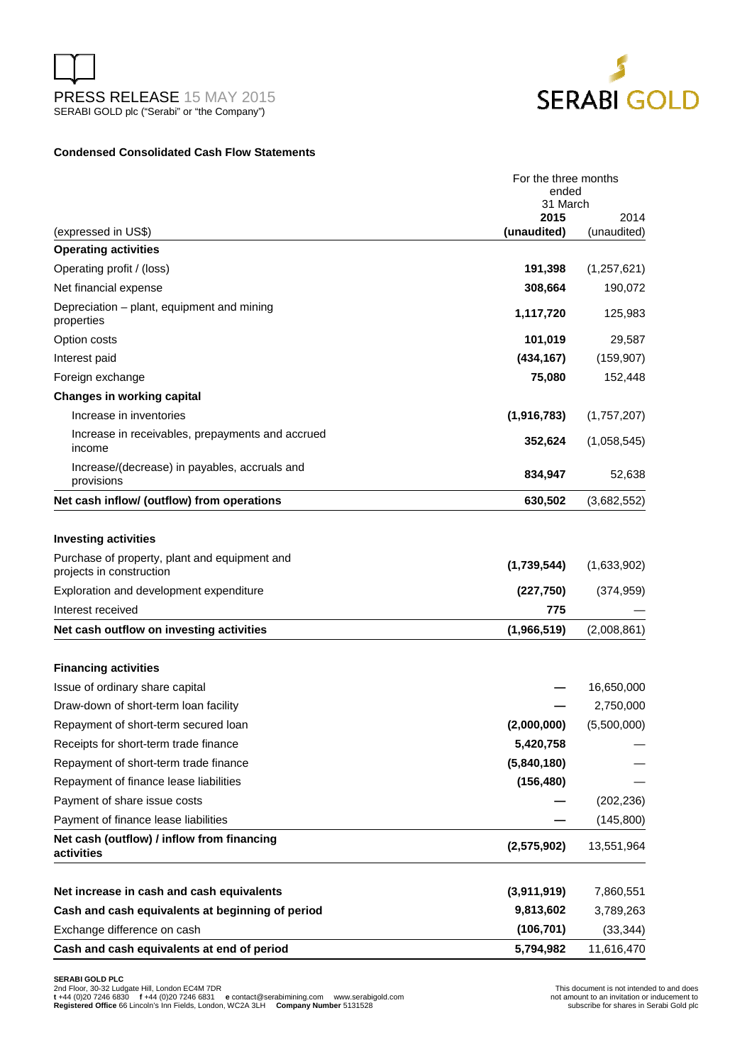PRESS RELEASE 15 MAY 2015
SERABI GOLD plc ("Serabi" or "the Company")

### Condensed Consolidated Cash Flow Statements

| (expressed in US$) | For the three months ended 31 March **2015** **(unaudited)** | 2014 (unaudited) |
|---|---|---|
| **Operating activities** | | |
| Operating profit / (loss) | **191,398** | (1,257,621) |
| Net financial expense | **308,664** | 190,072 |
| Depreciation – plant, equipment and mining properties | **1,117,720** | 125,983 |
| Option costs | **101,019** | 29,587 |
| Interest paid | **(434,167)** | (159,907) |
| Foreign exchange | **75,080** | 152,448 |
| **Changes in working capital** | | |
| Increase in inventories | **(1,916,783)** | (1,757,207) |
| Increase in receivables, prepayments and accrued income | **352,624** | (1,058,545) |
| Increase/(decrease) in payables, accruals and provisions | **834,947** | 52,638 |
| **Net cash inflow/ (outflow) from operations** | **630,502** | (3,682,552) |
| | | |
| **Investing activities** | | |
| Purchase of property, plant and equipment and projects in construction | **(1,739,544)** | (1,633,902) |
| Exploration and development expenditure | **(227,750)** | (374,959) |
| Interest received | **775** | — |
| **Net cash outflow on investing activities** | **(1,966,519)** | (2,008,861) |
| | | |
| **Financing activities** | | |
| Issue of ordinary share capital | **—** | 16,650,000 |
| Draw-down of short-term loan facility | **—** | 2,750,000 |
| Repayment of short-term secured loan | **(2,000,000)** | (5,500,000) |
| Receipts for short-term trade finance | **5,420,758** | — |
| Repayment of short-term trade finance | **(5,840,180)** | — |
| Repayment of finance lease liabilities | **(156,480)** | — |
| Payment of share issue costs | **—** | (202,236) |
| Payment of finance lease liabilities | **—** | (145,800) |
| **Net cash (outflow) / inflow from financing activities** | **(2,575,902)** | 13,551,964 |
| | | |
| **Net increase in cash and cash equivalents** | **(3,911,919)** | 7,860,551 |
| **Cash and cash equivalents at beginning of period** | **9,813,602** | 3,789,263 |
| Exchange difference on cash | **(106,701)** | (33,344) |
| **Cash and cash equivalents at end of period** | **5,794,982** | 11,616,470 |

**SERABI GOLD PLC**
2nd Floor, 30-32 Ludgate Hill, London EC4M 7DR
**t** +44 (0)20 7246 6830 **f** +44 (0)20 7246 6831 **e** contact@serabimining.com www.serabigold.com
**Registered Office** 66 Lincoln's Inn Fields, London, WC2A 3LH **Company Number** 5131528

This document is not intended to and does not amount to an invitation or inducement to subscribe for shares in Serabi Gold plc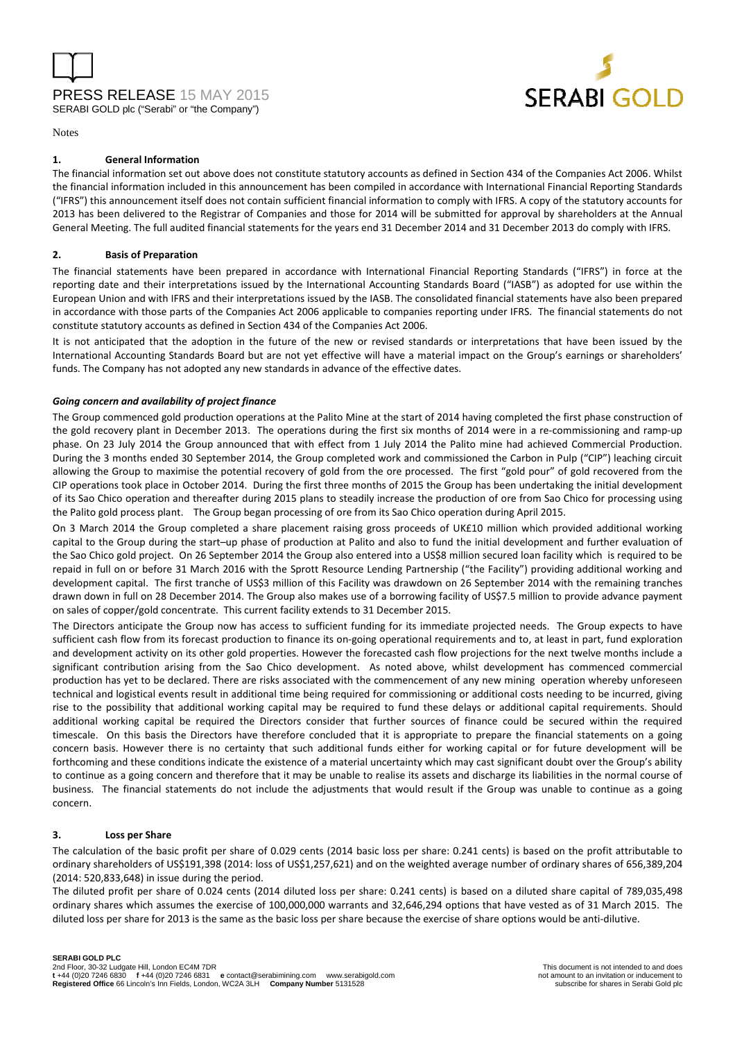Notes

## 1. General Information

The financial information set out above does not constitute statutory accounts as defined in Section 434 of the Companies Act 2006. Whilst the financial information included in this announcement has been compiled in accordance with International Financial Reporting Standards ("IFRS") this announcement itself does not contain sufficient financial information to comply with IFRS. A copy of the statutory accounts for 2013 has been delivered to the Registrar of Companies and those for 2014 will be submitted for approval by shareholders at the Annual General Meeting. The full audited financial statements for the years end 31 December 2014 and 31 December 2013 do comply with IFRS.

## 2. Basis of Preparation

The financial statements have been prepared in accordance with International Financial Reporting Standards ("IFRS") in force at the reporting date and their interpretations issued by the International Accounting Standards Board ("IASB") as adopted for use within the European Union and with IFRS and their interpretations issued by the IASB. The consolidated financial statements have also been prepared in accordance with those parts of the Companies Act 2006 applicable to companies reporting under IFRS. The financial statements do not constitute statutory accounts as defined in Section 434 of the Companies Act 2006.

It is not anticipated that the adoption in the future of the new or revised standards or interpretations that have been issued by the International Accounting Standards Board but are not yet effective will have a material impact on the Group's earnings or shareholders' funds. The Company has not adopted any new standards in advance of the effective dates.

### *Going concern and availability of project finance*

The Group commenced gold production operations at the Palito Mine at the start of 2014 having completed the first phase construction of the gold recovery plant in December 2013. The operations during the first six months of 2014 were in a re-commissioning and ramp-up phase. On 23 July 2014 the Group announced that with effect from 1 July 2014 the Palito mine had achieved Commercial Production. During the 3 months ended 30 September 2014, the Group completed work and commissioned the Carbon in Pulp ("CIP") leaching circuit allowing the Group to maximise the potential recovery of gold from the ore processed. The first "gold pour" of gold recovered from the CIP operations took place in October 2014. During the first three months of 2015 the Group has been undertaking the initial development of its Sao Chico operation and thereafter during 2015 plans to steadily increase the production of ore from Sao Chico for processing using the Palito gold process plant. The Group began processing of ore from its Sao Chico operation during April 2015.

On 3 March 2014 the Group completed a share placement raising gross proceeds of UK£10 million which provided additional working capital to the Group during the start–up phase of production at Palito and also to fund the initial development and further evaluation of the Sao Chico gold project. On 26 September 2014 the Group also entered into a US$8 million secured loan facility which is required to be repaid in full on or before 31 March 2016 with the Sprott Resource Lending Partnership ("the Facility") providing additional working and development capital. The first tranche of US$3 million of this Facility was drawdown on 26 September 2014 with the remaining tranches drawn down in full on 28 December 2014. The Group also makes use of a borrowing facility of US$7.5 million to provide advance payment on sales of copper/gold concentrate. This current facility extends to 31 December 2015.

The Directors anticipate the Group now has access to sufficient funding for its immediate projected needs. The Group expects to have sufficient cash flow from its forecast production to finance its on-going operational requirements and to, at least in part, fund exploration and development activity on its other gold properties. However the forecasted cash flow projections for the next twelve months include a significant contribution arising from the Sao Chico development. As noted above, whilst development has commenced commercial production has yet to be declared. There are risks associated with the commencement of any new mining operation whereby unforeseen technical and logistical events result in additional time being required for commissioning or additional costs needing to be incurred, giving rise to the possibility that additional working capital may be required to fund these delays or additional capital requirements. Should additional working capital be required the Directors consider that further sources of finance could be secured within the required timescale. On this basis the Directors have therefore concluded that it is appropriate to prepare the financial statements on a going concern basis. However there is no certainty that such additional funds either for working capital or for future development will be forthcoming and these conditions indicate the existence of a material uncertainty which may cast significant doubt over the Group's ability to continue as a going concern and therefore that it may be unable to realise its assets and discharge its liabilities in the normal course of business. The financial statements do not include the adjustments that would result if the Group was unable to continue as a going concern.

## 3. Loss per Share

The calculation of the basic profit per share of 0.029 cents (2014 basic loss per share: 0.241 cents) is based on the profit attributable to ordinary shareholders of US$191,398 (2014: loss of US$1,257,621) and on the weighted average number of ordinary shares of 656,389,204 (2014: 520,833,648) in issue during the period.

The diluted profit per share of 0.024 cents (2014 diluted loss per share: 0.241 cents) is based on a diluted share capital of 789,035,498 ordinary shares which assumes the exercise of 100,000,000 warrants and 32,646,294 options that have vested as of 31 March 2015. The diluted loss per share for 2013 is the same as the basic loss per share because the exercise of share options would be anti-dilutive.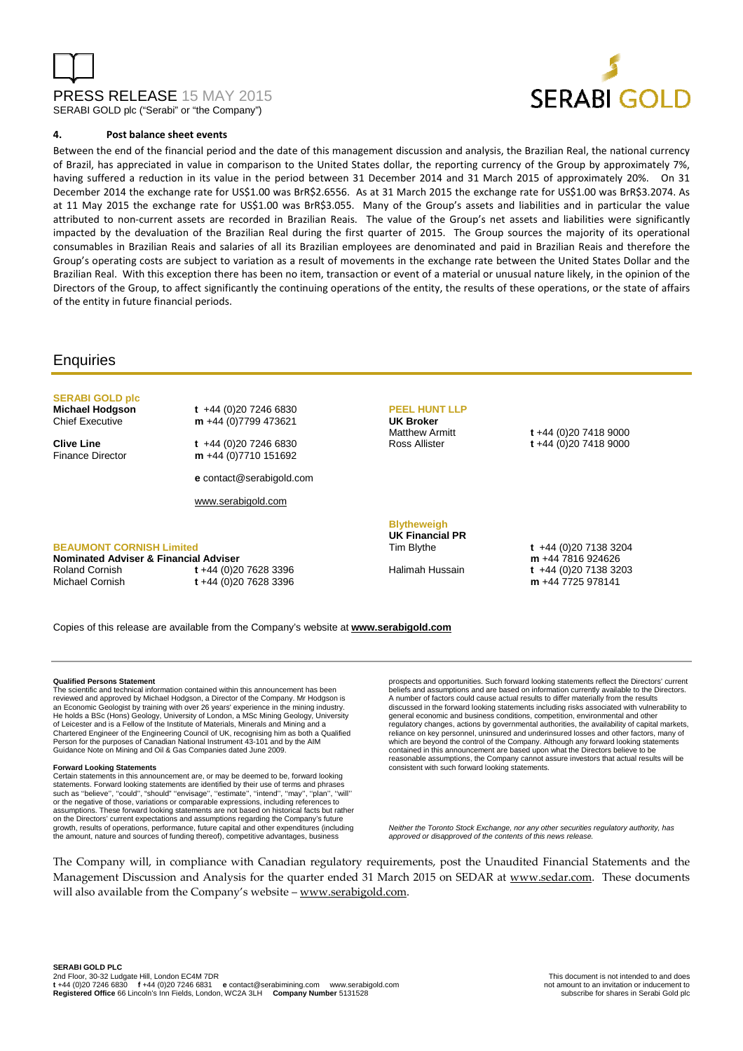#### 4. Post balance sheet events

Between the end of the financial period and the date of this management discussion and analysis, the Brazilian Real, the national currency of Brazil, has appreciated in value in comparison to the United States dollar, the reporting currency of the Group by approximately 7%, having suffered a reduction in its value in the period between 31 December 2014 and 31 March 2015 of approximately 20%. On 31 December 2014 the exchange rate for US$1.00 was BrR$2.6556. As at 31 March 2015 the exchange rate for US$1.00 was BrR$3.2074. As at 11 May 2015 the exchange rate for US$1.00 was BrR$3.055. Many of the Group's assets and liabilities and in particular the value attributed to non-current assets are recorded in Brazilian Reais. The value of the Group's net assets and liabilities were significantly impacted by the devaluation of the Brazilian Real during the first quarter of 2015. The Group sources the majority of its operational consumables in Brazilian Reais and salaries of all its Brazilian employees are denominated and paid in Brazilian Reais and therefore the Group's operating costs are subject to variation as a result of movements in the exchange rate between the United States Dollar and the Brazilian Real. With this exception there has been no item, transaction or event of a material or unusual nature likely, in the opinion of the Directors of the Group, to affect significantly the continuing operations of the entity, the results of these operations, or the state of affairs of the entity in future financial periods.

## Enquiries

**SERABI GOLD plc**

**Michael Hodgson** — Chief Executive
**t** +44 (0)20 7246 6830
**m** +44 (0)7799 473621

**Clive Line** — Finance Director
**t** +44 (0)20 7246 6830
**m** +44 (0)7710 151692

**e** contact@serabigold.com

www.serabigold.com

**BEAUMONT CORNISH Limited**

**Nominated Adviser & Financial Adviser**

Roland Cornish **t** +44 (0)20 7628 3396
Michael Cornish **t** +44 (0)20 7628 3396

**PEEL HUNT LLP**

**UK Broker**

Matthew Armitt **t** +44 (0)20 7418 9000
Ross Allister **t** +44 (0)20 7418 9000

**Blytheweigh**

**UK Financial PR**

Tim Blythe **t** +44 (0)20 7138 3204 **m** +44 7816 924626
Halimah Hussain **t** +44 (0)20 7138 3203 **m** +44 7725 978141

Copies of this release are available from the Company's website at **www.serabigold.com**

**Qualified Persons Statement**

The scientific and technical information contained within this announcement has been reviewed and approved by Michael Hodgson, a Director of the Company. Mr Hodgson is an Economic Geologist by training with over 26 years' experience in the mining industry. He holds a BSc (Hons) Geology, University of London, a MSc Mining Geology, University of Leicester and is a Fellow of the Institute of Materials, Minerals and Mining and a Chartered Engineer of the Engineering Council of UK, recognising him as both a Qualified Person for the purposes of Canadian National Instrument 43-101 and by the AIM Guidance Note on Mining and Oil & Gas Companies dated June 2009.

**Forward Looking Statements**

Certain statements in this announcement are, or may be deemed to be, forward looking statements. Forward looking statements are identified by their use of terms and phrases such as "believe", "could", "should" "envisage", "estimate", "intend", "may", "plan", "will" or the negative of those, variations or comparable expressions, including references to assumptions. These forward looking statements are not based on historical facts but rather on the Directors' current expectations and assumptions regarding the Company's future growth, results of operations, performance, future capital and other expenditures (including the amount, nature and sources of funding thereof), competitive advantages, business prospects and opportunities. Such forward looking statements reflect the Directors' current beliefs and assumptions and are based on information currently available to the Directors. A number of factors could cause actual results to differ materially from the results discussed in the forward looking statements including risks associated with vulnerability to general economic and business conditions, competition, environmental and other regulatory changes, actions by governmental authorities, the availability of capital markets, reliance on key personnel, uninsured and underinsured losses and other factors, many of which are beyond the control of the Company. Although any forward looking statements contained in this announcement are based upon what the Directors believe to be reasonable assumptions, the Company cannot assure investors that actual results will be consistent with such forward looking statements.

*Neither the Toronto Stock Exchange, nor any other securities regulatory authority, has approved or disapproved of the contents of this news release.*

The Company will, in compliance with Canadian regulatory requirements, post the Unaudited Financial Statements and the Management Discussion and Analysis for the quarter ended 31 March 2015 on SEDAR at www.sedar.com. These documents will also available from the Company's website – www.serabigold.com.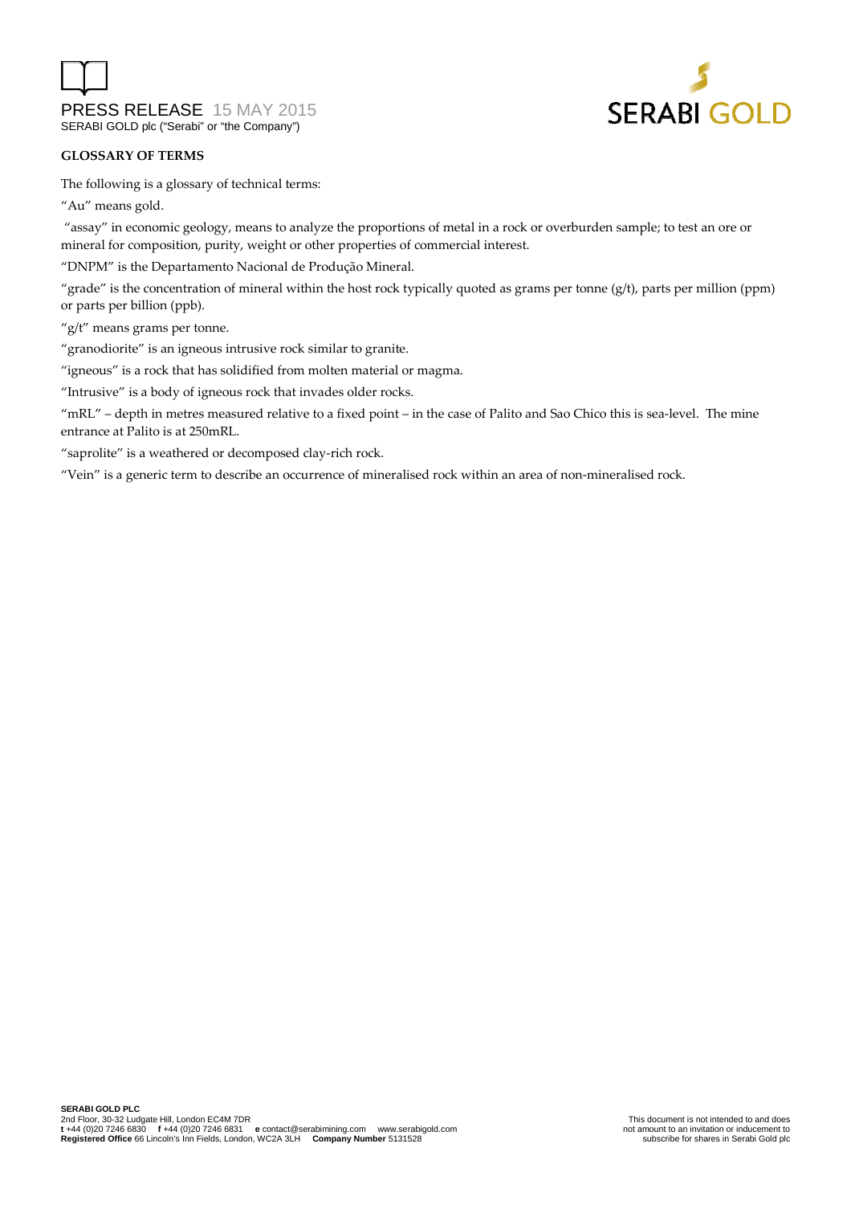## GLOSSARY OF TERMS

The following is a glossary of technical terms:

"Au" means gold.

"assay" in economic geology, means to analyze the proportions of metal in a rock or overburden sample; to test an ore or mineral for composition, purity, weight or other properties of commercial interest.

"DNPM" is the Departamento Nacional de Produção Mineral.

"grade" is the concentration of mineral within the host rock typically quoted as grams per tonne (g/t), parts per million (ppm) or parts per billion (ppb).

"g/t" means grams per tonne.

"granodiorite" is an igneous intrusive rock similar to granite.

"igneous" is a rock that has solidified from molten material or magma.

"Intrusive" is a body of igneous rock that invades older rocks.

"mRL" – depth in metres measured relative to a fixed point – in the case of Palito and Sao Chico this is sea-level. The mine entrance at Palito is at 250mRL.

"saprolite" is a weathered or decomposed clay-rich rock.

"Vein" is a generic term to describe an occurrence of mineralised rock within an area of non-mineralised rock.